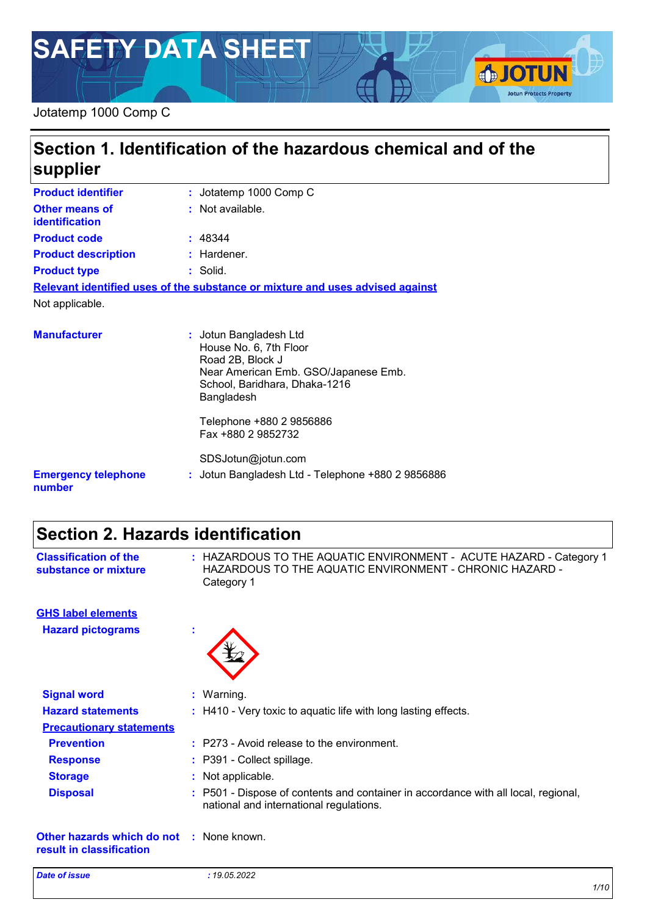# SAFETY DATA SHEET

Jotatemp 1000 Comp C

## Section 1. Identification of the hazardous chemical and of the supplier

**Product identifier** : Jotatemp 1000 Comp C

**Other means of identification** : Not available.

**Product code** : 48344

**Product description** : Hardener.

**Product type** : Solid.

**Relevant identified uses of the substance or mixture and uses advised against**

Not applicable.

**Manufacturer** : Jotun Bangladesh Ltd
House No. 6, 7th Floor
Road 2B, Block J
Near American Emb. GSO/Japanese Emb.
School, Baridhara, Dhaka-1216
Bangladesh

Telephone +880 2 9856886
Fax +880 2 9852732

SDSJotun@jotun.com

**Emergency telephone number** : Jotun Bangladesh Ltd - Telephone +880 2 9856886

## Section 2. Hazards identification

**Classification of the substance or mixture** : HAZARDOUS TO THE AQUATIC ENVIRONMENT - ACUTE HAZARD - Category 1
HAZARDOUS TO THE AQUATIC ENVIRONMENT - CHRONIC HAZARD - Category 1

**GHS label elements**

**Hazard pictograms** :

**Signal word** : Warning.

**Hazard statements** : H410 - Very toxic to aquatic life with long lasting effects.

**Precautionary statements**

**Prevention** : P273 - Avoid release to the environment.

**Response** : P391 - Collect spillage.

**Storage** : Not applicable.

**Disposal** : P501 - Dispose of contents and container in accordance with all local, regional, national and international regulations.

**Other hazards which do not result in classification** : None known.

*Date of issue* : 19.05.2022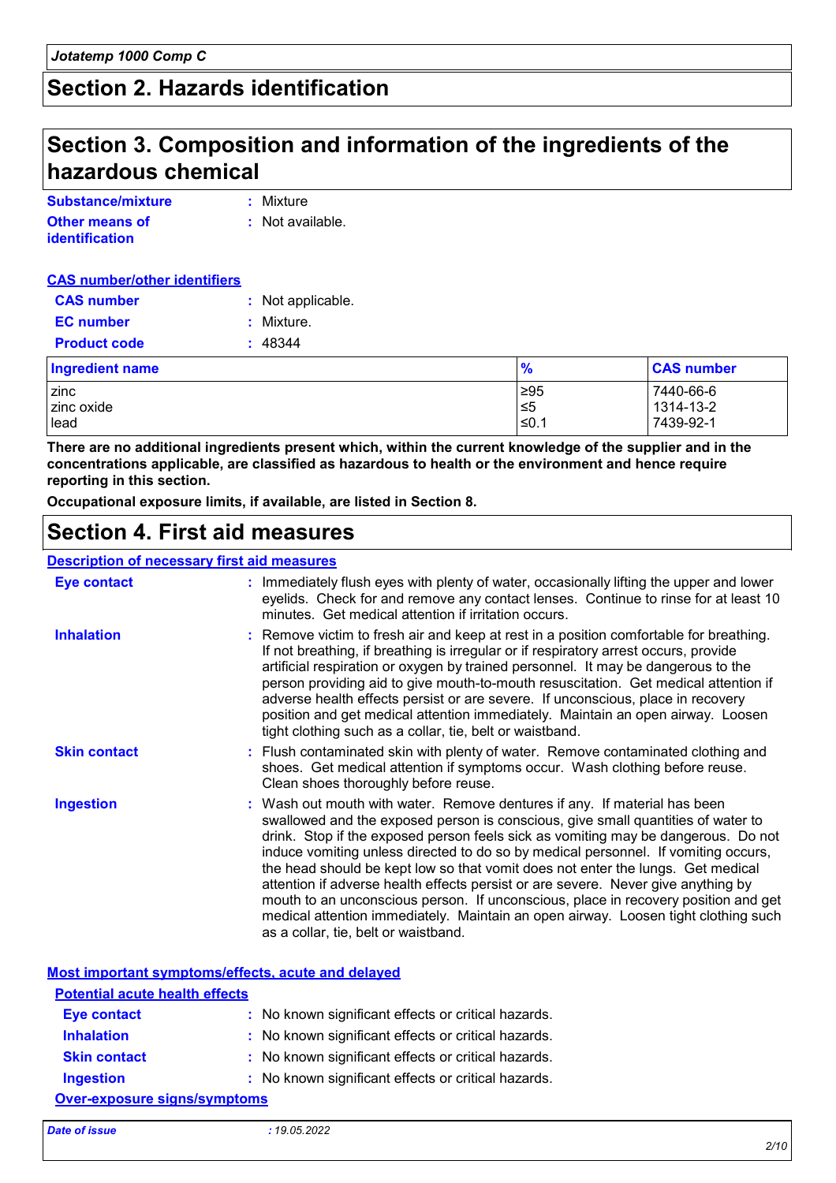## Section 2. Hazards identification

## Section 3. Composition and information of the ingredients of the hazardous chemical

**Substance/mixture** : Mixture

**Other means of identification** : Not available.

**CAS number/other identifiers**

**CAS number** : Not applicable.

**EC number** : Mixture.

**Product code** : 48344

| Ingredient name | % | CAS number |
|---|---|---|
| zinc | ≥95 | 7440-66-6 |
| zinc oxide | ≤5 | 1314-13-2 |
| lead | ≤0.1 | 7439-92-1 |

**There are no additional ingredients present which, within the current knowledge of the supplier and in the concentrations applicable, are classified as hazardous to health or the environment and hence require reporting in this section.**

**Occupational exposure limits, if available, are listed in Section 8.**

## Section 4. First aid measures

**Description of necessary first aid measures**

**Eye contact** : Immediately flush eyes with plenty of water, occasionally lifting the upper and lower eyelids. Check for and remove any contact lenses. Continue to rinse for at least 10 minutes. Get medical attention if irritation occurs.

**Inhalation** : Remove victim to fresh air and keep at rest in a position comfortable for breathing. If not breathing, if breathing is irregular or if respiratory arrest occurs, provide artificial respiration or oxygen by trained personnel. It may be dangerous to the person providing aid to give mouth-to-mouth resuscitation. Get medical attention if adverse health effects persist or are severe. If unconscious, place in recovery position and get medical attention immediately. Maintain an open airway. Loosen tight clothing such as a collar, tie, belt or waistband.

**Skin contact** : Flush contaminated skin with plenty of water. Remove contaminated clothing and shoes. Get medical attention if symptoms occur. Wash clothing before reuse. Clean shoes thoroughly before reuse.

**Ingestion** : Wash out mouth with water. Remove dentures if any. If material has been swallowed and the exposed person is conscious, give small quantities of water to drink. Stop if the exposed person feels sick as vomiting may be dangerous. Do not induce vomiting unless directed to do so by medical personnel. If vomiting occurs, the head should be kept low so that vomit does not enter the lungs. Get medical attention if adverse health effects persist or are severe. Never give anything by mouth to an unconscious person. If unconscious, place in recovery position and get medical attention immediately. Maintain an open airway. Loosen tight clothing such as a collar, tie, belt or waistband.

**Most important symptoms/effects, acute and delayed**

**Potential acute health effects**

**Eye contact** : No known significant effects or critical hazards.

**Inhalation** : No known significant effects or critical hazards.

**Skin contact** : No known significant effects or critical hazards.

**Ingestion** : No known significant effects or critical hazards.

**Over-exposure signs/symptoms**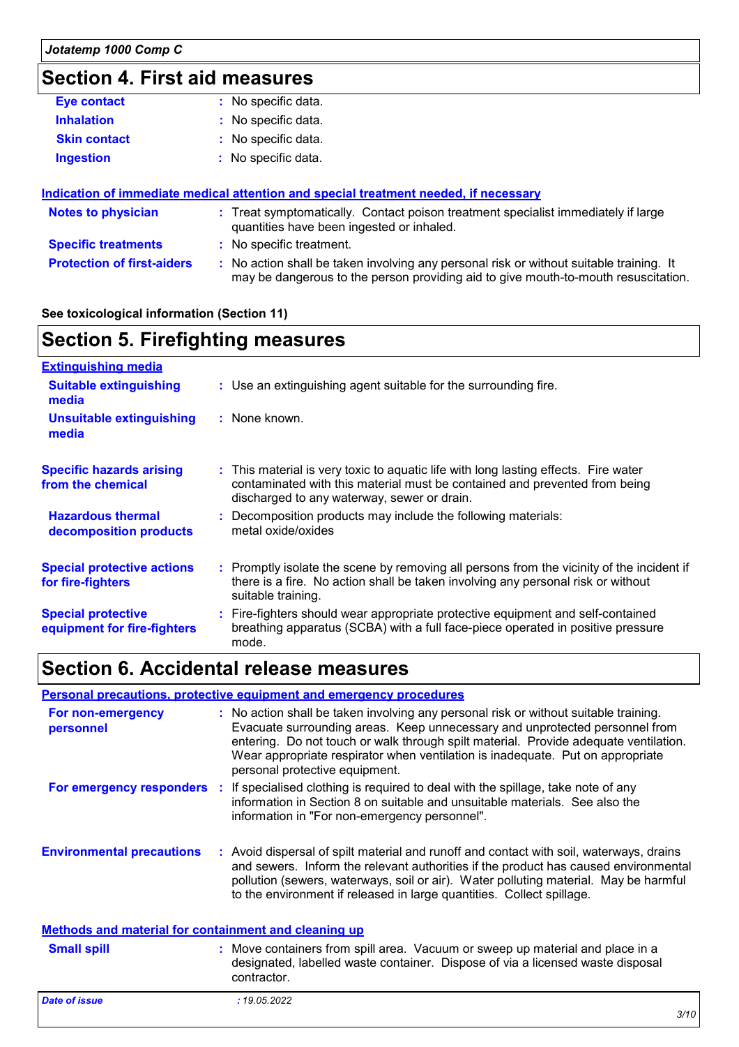## Section 4. First aid measures

| | |
|---|---|
| **Eye contact** | : No specific data. |
| **Inhalation** | : No specific data. |
| **Skin contact** | : No specific data. |
| **Ingestion** | : No specific data. |

**Indication of immediate medical attention and special treatment needed, if necessary**

| | |
|---|---|
| **Notes to physician** | : Treat symptomatically. Contact poison treatment specialist immediately if large quantities have been ingested or inhaled. |
| **Specific treatments** | : No specific treatment. |
| **Protection of first-aiders** | : No action shall be taken involving any personal risk or without suitable training. It may be dangerous to the person providing aid to give mouth-to-mouth resuscitation. |

**See toxicological information (Section 11)**

## Section 5. Firefighting measures

**Extinguishing media**

| | |
|---|---|
| **Suitable extinguishing media** | : Use an extinguishing agent suitable for the surrounding fire. |
| **Unsuitable extinguishing media** | : None known. |
| **Specific hazards arising from the chemical** | : This material is very toxic to aquatic life with long lasting effects. Fire water contaminated with this material must be contained and prevented from being discharged to any waterway, sewer or drain. |
| **Hazardous thermal decomposition products** | : Decomposition products may include the following materials: metal oxide/oxides |
| **Special protective actions for fire-fighters** | : Promptly isolate the scene by removing all persons from the vicinity of the incident if there is a fire. No action shall be taken involving any personal risk or without suitable training. |
| **Special protective equipment for fire-fighters** | : Fire-fighters should wear appropriate protective equipment and self-contained breathing apparatus (SCBA) with a full face-piece operated in positive pressure mode. |

## Section 6. Accidental release measures

**Personal precautions, protective equipment and emergency procedures**

| | |
|---|---|
| **For non-emergency personnel** | : No action shall be taken involving any personal risk or without suitable training. Evacuate surrounding areas. Keep unnecessary and unprotected personnel from entering. Do not touch or walk through spilt material. Provide adequate ventilation. Wear appropriate respirator when ventilation is inadequate. Put on appropriate personal protective equipment. |
| **For emergency responders** | : If specialised clothing is required to deal with the spillage, take note of any information in Section 8 on suitable and unsuitable materials. See also the information in "For non-emergency personnel". |
| **Environmental precautions** | : Avoid dispersal of spilt material and runoff and contact with soil, waterways, drains and sewers. Inform the relevant authorities if the product has caused environmental pollution (sewers, waterways, soil or air). Water polluting material. May be harmful to the environment if released in large quantities. Collect spillage. |

**Methods and material for containment and cleaning up**

| | |
|---|---|
| **Small spill** | : Move containers from spill area. Vacuum or sweep up material and place in a designated, labelled waste container. Dispose of via a licensed waste disposal contractor. |

*Date of issue* : 19.05.2022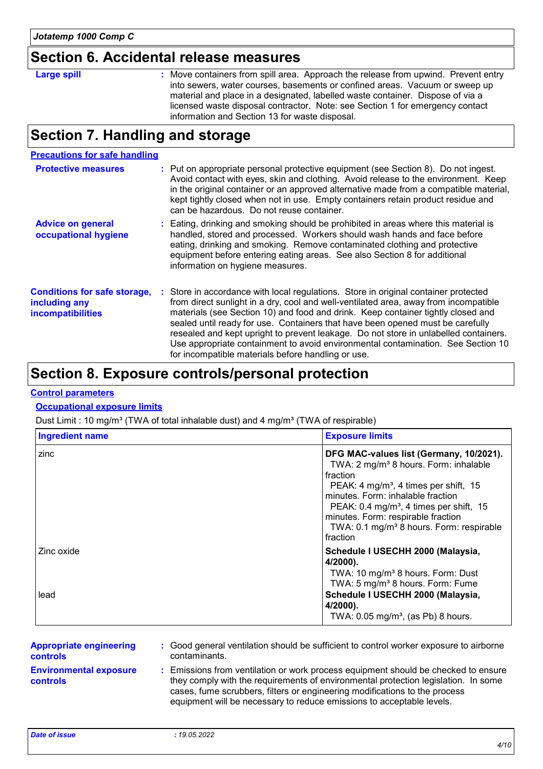## Section 6. Accidental release measures

**Large spill** : Move containers from spill area. Approach the release from upwind. Prevent entry into sewers, water courses, basements or confined areas. Vacuum or sweep up material and place in a designated, labelled waste container. Dispose of via a licensed waste disposal contractor. Note: see Section 1 for emergency contact information and Section 13 for waste disposal.

## Section 7. Handling and storage

### Precautions for safe handling

**Protective measures** : Put on appropriate personal protective equipment (see Section 8). Do not ingest. Avoid contact with eyes, skin and clothing. Avoid release to the environment. Keep in the original container or an approved alternative made from a compatible material, kept tightly closed when not in use. Empty containers retain product residue and can be hazardous. Do not reuse container.

**Advice on general occupational hygiene** : Eating, drinking and smoking should be prohibited in areas where this material is handled, stored and processed. Workers should wash hands and face before eating, drinking and smoking. Remove contaminated clothing and protective equipment before entering eating areas. See also Section 8 for additional information on hygiene measures.

**Conditions for safe storage, including any incompatibilities** : Store in accordance with local regulations. Store in original container protected from direct sunlight in a dry, cool and well-ventilated area, away from incompatible materials (see Section 10) and food and drink. Keep container tightly closed and sealed until ready for use. Containers that have been opened must be carefully resealed and kept upright to prevent leakage. Do not store in unlabelled containers. Use appropriate containment to avoid environmental contamination. See Section 10 for incompatible materials before handling or use.

## Section 8. Exposure controls/personal protection

### Control parameters

#### Occupational exposure limits

Dust Limit : 10 mg/m³ (TWA of total inhalable dust) and 4 mg/m³ (TWA of respirable)

| Ingredient name | Exposure limits |
|---|---|
| zinc | **DFG MAC-values list (Germany, 10/2021).**<br>TWA: 2 mg/m³ 8 hours. Form: inhalable fraction<br>PEAK: 4 mg/m³, 4 times per shift, 15 minutes. Form: inhalable fraction<br>PEAK: 0.4 mg/m³, 4 times per shift, 15 minutes. Form: respirable fraction<br>TWA: 0.1 mg/m³ 8 hours. Form: respirable fraction |
| Zinc oxide | **Schedule I USECHH 2000 (Malaysia, 4/2000).**<br>TWA: 10 mg/m³ 8 hours. Form: Dust<br>TWA: 5 mg/m³ 8 hours. Form: Fume |
| lead | **Schedule I USECHH 2000 (Malaysia, 4/2000).**<br>TWA: 0.05 mg/m³, (as Pb) 8 hours. |

**Appropriate engineering controls** : Good general ventilation should be sufficient to control worker exposure to airborne contaminants.

**Environmental exposure controls** : Emissions from ventilation or work process equipment should be checked to ensure they comply with the requirements of environmental protection legislation. In some cases, fume scrubbers, filters or engineering modifications to the process equipment will be necessary to reduce emissions to acceptable levels.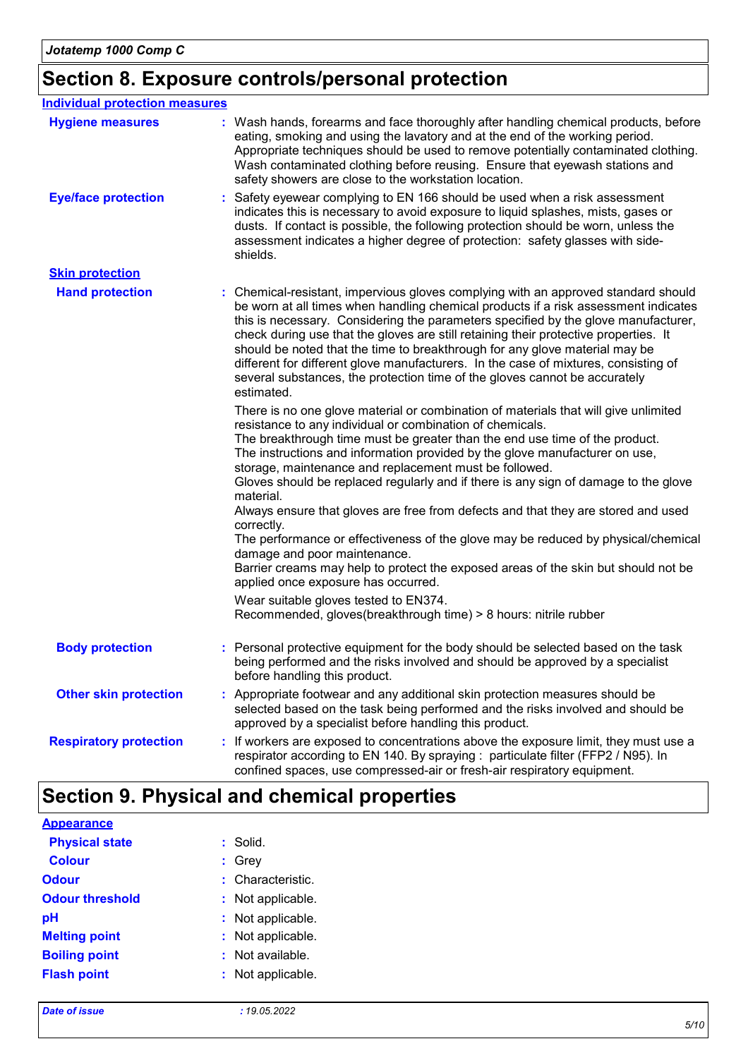## Section 8. Exposure controls/personal protection

### Individual protection measures

**Hygiene measures** : Wash hands, forearms and face thoroughly after handling chemical products, before eating, smoking and using the lavatory and at the end of the working period. Appropriate techniques should be used to remove potentially contaminated clothing. Wash contaminated clothing before reusing. Ensure that eyewash stations and safety showers are close to the workstation location.

**Eye/face protection** : Safety eyewear complying to EN 166 should be used when a risk assessment indicates this is necessary to avoid exposure to liquid splashes, mists, gases or dusts. If contact is possible, the following protection should be worn, unless the assessment indicates a higher degree of protection: safety glasses with side-shields.

**Skin protection**

**Hand protection** : Chemical-resistant, impervious gloves complying with an approved standard should be worn at all times when handling chemical products if a risk assessment indicates this is necessary. Considering the parameters specified by the glove manufacturer, check during use that the gloves are still retaining their protective properties. It should be noted that the time to breakthrough for any glove material may be different for different glove manufacturers. In the case of mixtures, consisting of several substances, the protection time of the gloves cannot be accurately estimated.

There is no one glove material or combination of materials that will give unlimited resistance to any individual or combination of chemicals.
The breakthrough time must be greater than the end use time of the product.
The instructions and information provided by the glove manufacturer on use, storage, maintenance and replacement must be followed.
Gloves should be replaced regularly and if there is any sign of damage to the glove material.
Always ensure that gloves are free from defects and that they are stored and used correctly.
The performance or effectiveness of the glove may be reduced by physical/chemical damage and poor maintenance.
Barrier creams may help to protect the exposed areas of the skin but should not be applied once exposure has occurred.

Wear suitable gloves tested to EN374.
Recommended, gloves(breakthrough time) > 8 hours: nitrile rubber

**Body protection** : Personal protective equipment for the body should be selected based on the task being performed and the risks involved and should be approved by a specialist before handling this product.

**Other skin protection** : Appropriate footwear and any additional skin protection measures should be selected based on the task being performed and the risks involved and should be approved by a specialist before handling this product.

**Respiratory protection** : If workers are exposed to concentrations above the exposure limit, they must use a respirator according to EN 140. By spraying : particulate filter (FFP2 / N95). In confined spaces, use compressed-air or fresh-air respiratory equipment.

## Section 9. Physical and chemical properties

### Appearance

**Physical state** : Solid.

**Colour** : Grey

**Odour** : Characteristic.

**Odour threshold** : Not applicable.

**pH** : Not applicable.

**Melting point** : Not applicable.

**Boiling point** : Not available.

**Flash point** : Not applicable.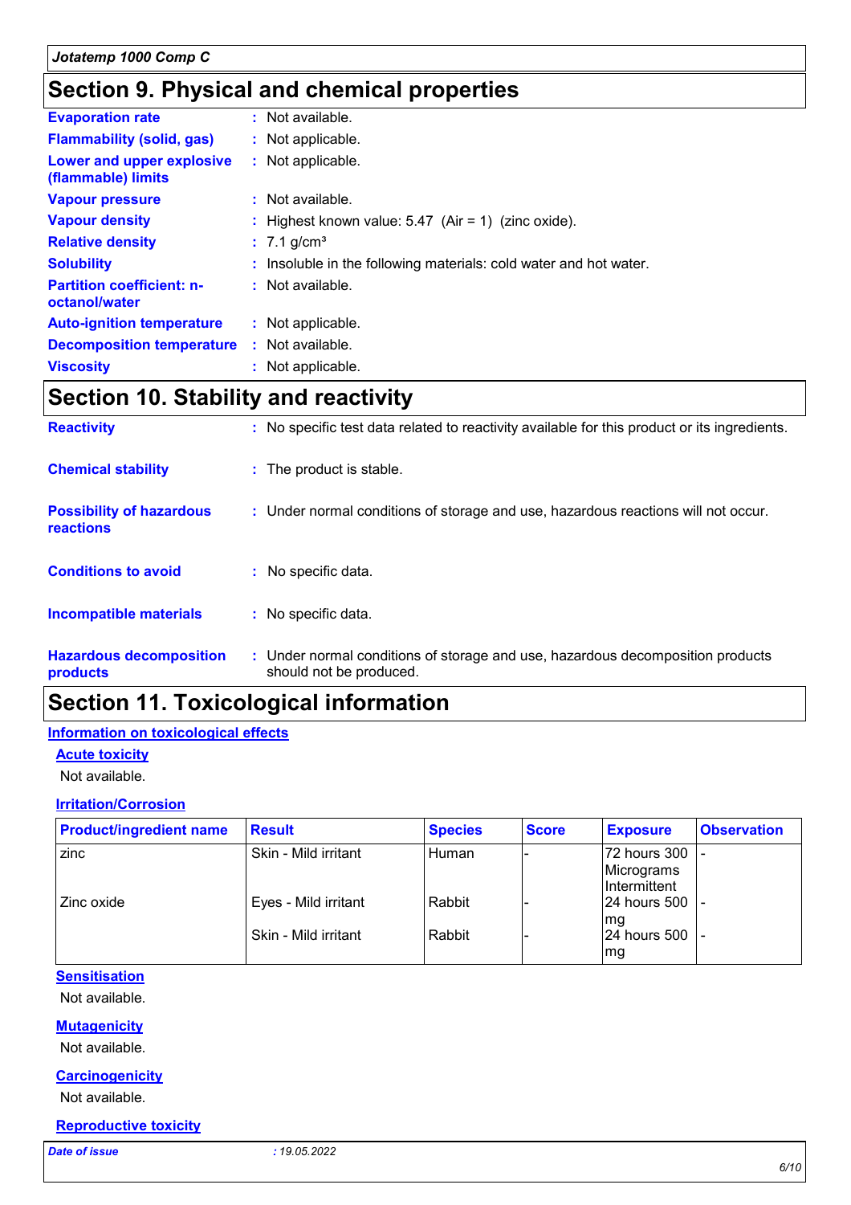## Section 9. Physical and chemical properties

| | |
|---|---|
| **Evaporation rate** | : Not available. |
| **Flammability (solid, gas)** | : Not applicable. |
| **Lower and upper explosive (flammable) limits** | : Not applicable. |
| **Vapour pressure** | : Not available. |
| **Vapour density** | : Highest known value: 5.47 (Air = 1) (zinc oxide). |
| **Relative density** | : 7.1 g/cm³ |
| **Solubility** | : Insoluble in the following materials: cold water and hot water. |
| **Partition coefficient: n-octanol/water** | : Not available. |
| **Auto-ignition temperature** | : Not applicable. |
| **Decomposition temperature** | : Not available. |
| **Viscosity** | : Not applicable. |

## Section 10. Stability and reactivity

| | |
|---|---|
| **Reactivity** | : No specific test data related to reactivity available for this product or its ingredients. |
| **Chemical stability** | : The product is stable. |
| **Possibility of hazardous reactions** | : Under normal conditions of storage and use, hazardous reactions will not occur. |
| **Conditions to avoid** | : No specific data. |
| **Incompatible materials** | : No specific data. |
| **Hazardous decomposition products** | : Under normal conditions of storage and use, hazardous decomposition products should not be produced. |

## Section 11. Toxicological information

### Information on toxicological effects

#### Acute toxicity

Not available.

#### Irritation/Corrosion

| Product/ingredient name | Result | Species | Score | Exposure | Observation |
|---|---|---|---|---|---|
| zinc | Skin - Mild irritant | Human | - | 72 hours 300 Micrograms Intermittent | - |
| Zinc oxide | Eyes - Mild irritant | Rabbit | - | 24 hours 500 mg | - |
| | Skin - Mild irritant | Rabbit | - | 24 hours 500 mg | - |

#### Sensitisation

Not available.

#### Mutagenicity

Not available.

#### Carcinogenicity

Not available.

#### Reproductive toxicity

Date of issue : 19.05.2022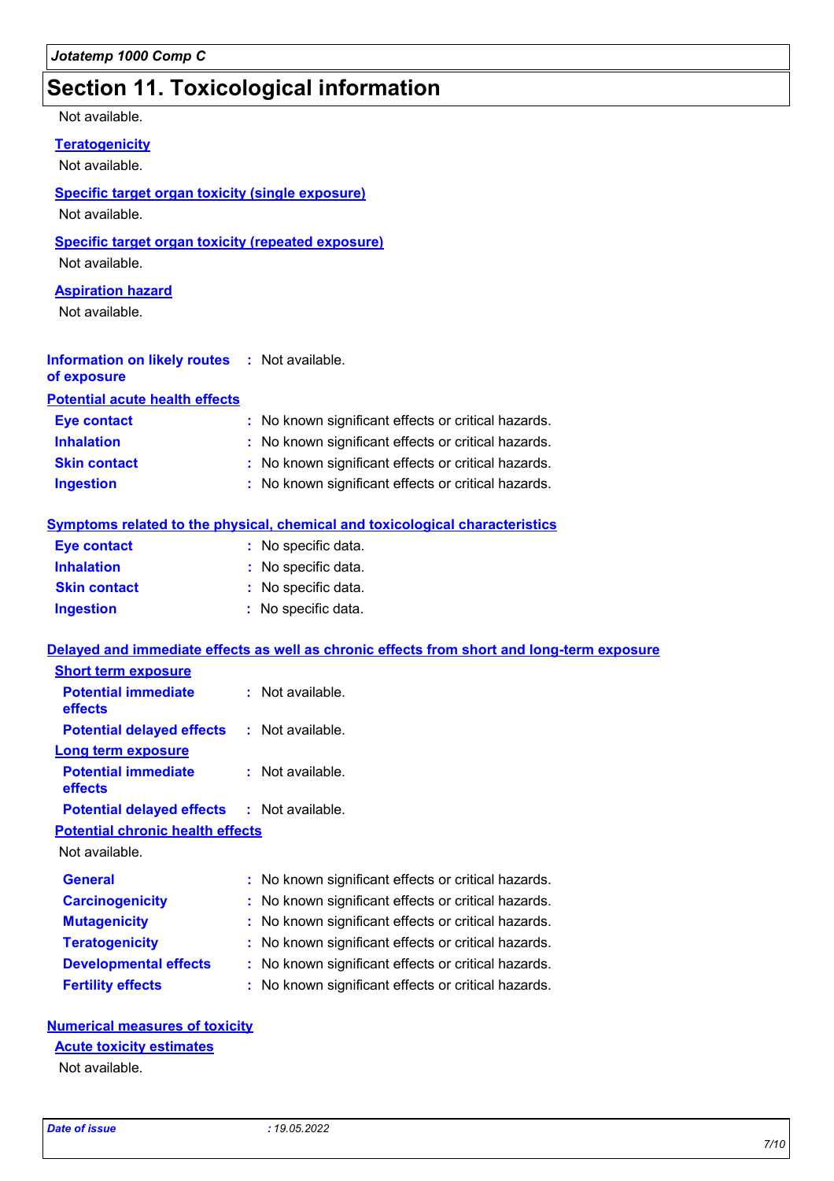# Section 11. Toxicological information

Not available.

**Teratogenicity**

Not available.

**Specific target organ toxicity (single exposure)**

Not available.

**Specific target organ toxicity (repeated exposure)**

Not available.

**Aspiration hazard**

Not available.

**Information on likely routes of exposure** : Not available.

**Potential acute health effects**

| | |
|---|---|
| **Eye contact** | : No known significant effects or critical hazards. |
| **Inhalation** | : No known significant effects or critical hazards. |
| **Skin contact** | : No known significant effects or critical hazards. |
| **Ingestion** | : No known significant effects or critical hazards. |

**Symptoms related to the physical, chemical and toxicological characteristics**

| | |
|---|---|
| **Eye contact** | : No specific data. |
| **Inhalation** | : No specific data. |
| **Skin contact** | : No specific data. |
| **Ingestion** | : No specific data. |

**Delayed and immediate effects as well as chronic effects from short and long-term exposure**

**Short term exposure**

| | |
|---|---|
| **Potential immediate effects** | : Not available. |
| **Potential delayed effects** | : Not available. |

**Long term exposure**

| | |
|---|---|
| **Potential immediate effects** | : Not available. |
| **Potential delayed effects** | : Not available. |

**Potential chronic health effects**

Not available.

| | |
|---|---|
| **General** | : No known significant effects or critical hazards. |
| **Carcinogenicity** | : No known significant effects or critical hazards. |
| **Mutagenicity** | : No known significant effects or critical hazards. |
| **Teratogenicity** | : No known significant effects or critical hazards. |
| **Developmental effects** | : No known significant effects or critical hazards. |
| **Fertility effects** | : No known significant effects or critical hazards. |

**Numerical measures of toxicity**

**Acute toxicity estimates**

Not available.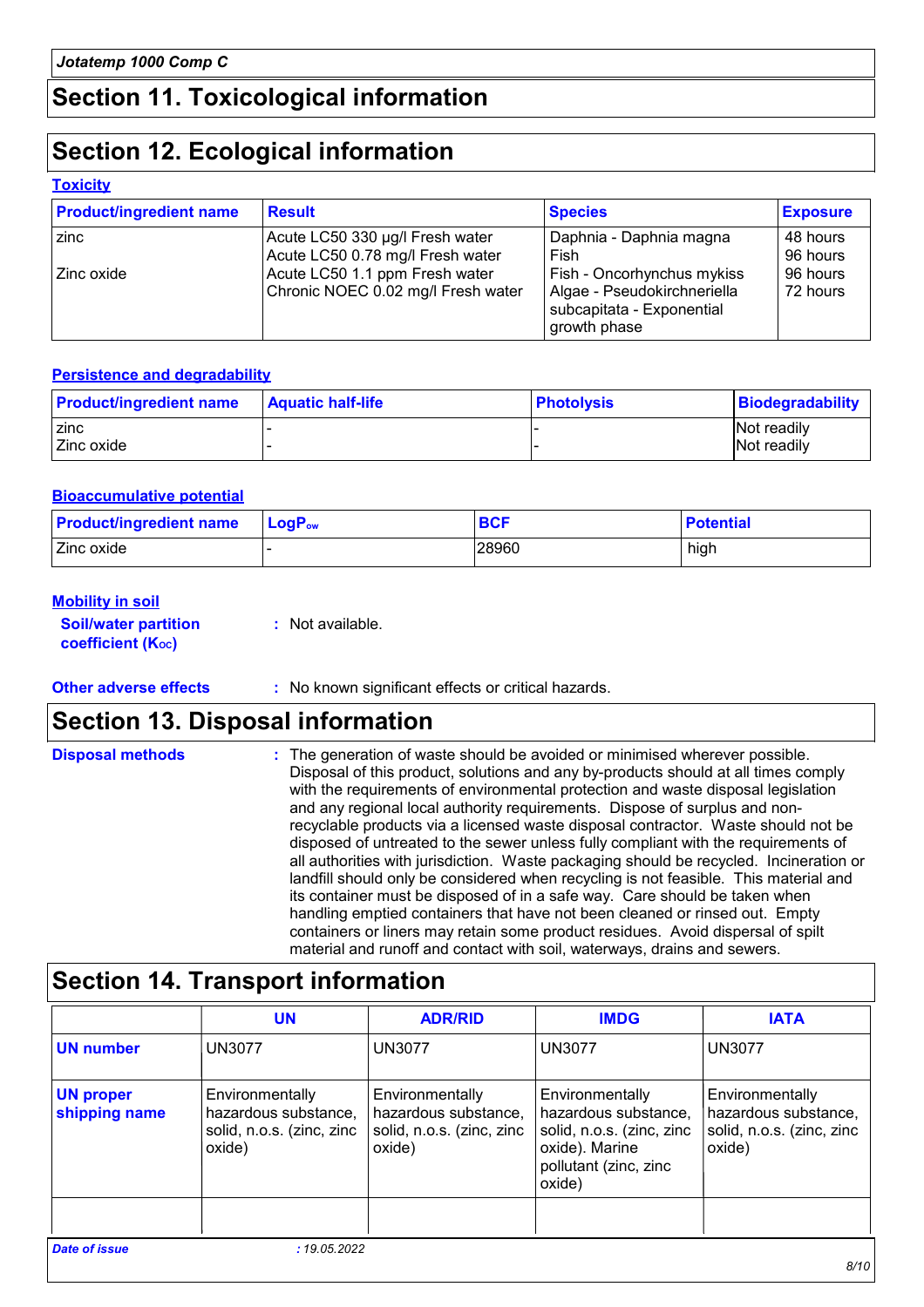## Section 11. Toxicological information

## Section 12. Ecological information

### Toxicity

| Product/ingredient name | Result | Species | Exposure |
|---|---|---|---|
| zinc | Acute LC50 330 µg/l Fresh water | Daphnia - Daphnia magna | 48 hours |
| | Acute LC50 0.78 mg/l Fresh water | Fish | 96 hours |
| Zinc oxide | Acute LC50 1.1 ppm Fresh water | Fish - Oncorhynchus mykiss | 96 hours |
| | Chronic NOEC 0.02 mg/l Fresh water | Algae - Pseudokirchneriella subcapitata - Exponential growth phase | 72 hours |

### Persistence and degradability

| Product/ingredient name | Aquatic half-life | Photolysis | Biodegradability |
|---|---|---|---|
| zinc | - | - | Not readily |
| Zinc oxide | - | - | Not readily |

### Bioaccumulative potential

| Product/ingredient name | $LogP_{ow}$ | BCF | Potential |
|---|---|---|---|
| Zinc oxide | - | 28960 | high |

### Mobility in soil

**Soil/water partition coefficient ($K_{OC}$)** : Not available.

**Other adverse effects** : No known significant effects or critical hazards.

## Section 13. Disposal information

**Disposal methods** : The generation of waste should be avoided or minimised wherever possible. Disposal of this product, solutions and any by-products should at all times comply with the requirements of environmental protection and waste disposal legislation and any regional local authority requirements. Dispose of surplus and non-recyclable products via a licensed waste disposal contractor. Waste should not be disposed of untreated to the sewer unless fully compliant with the requirements of all authorities with jurisdiction. Waste packaging should be recycled. Incineration or landfill should only be considered when recycling is not feasible. This material and its container must be disposed of in a safe way. Care should be taken when handling emptied containers that have not been cleaned or rinsed out. Empty containers or liners may retain some product residues. Avoid dispersal of spilt material and runoff and contact with soil, waterways, drains and sewers.

## Section 14. Transport information

| | UN | ADR/RID | IMDG | IATA |
|---|---|---|---|---|
| **UN number** | UN3077 | UN3077 | UN3077 | UN3077 |
| **UN proper shipping name** | Environmentally hazardous substance, solid, n.o.s. (zinc, zinc oxide) | Environmentally hazardous substance, solid, n.o.s. (zinc, zinc oxide) | Environmentally hazardous substance, solid, n.o.s. (zinc, zinc oxide). Marine pollutant (zinc, zinc oxide) | Environmentally hazardous substance, solid, n.o.s. (zinc, zinc oxide) |
| | | | | |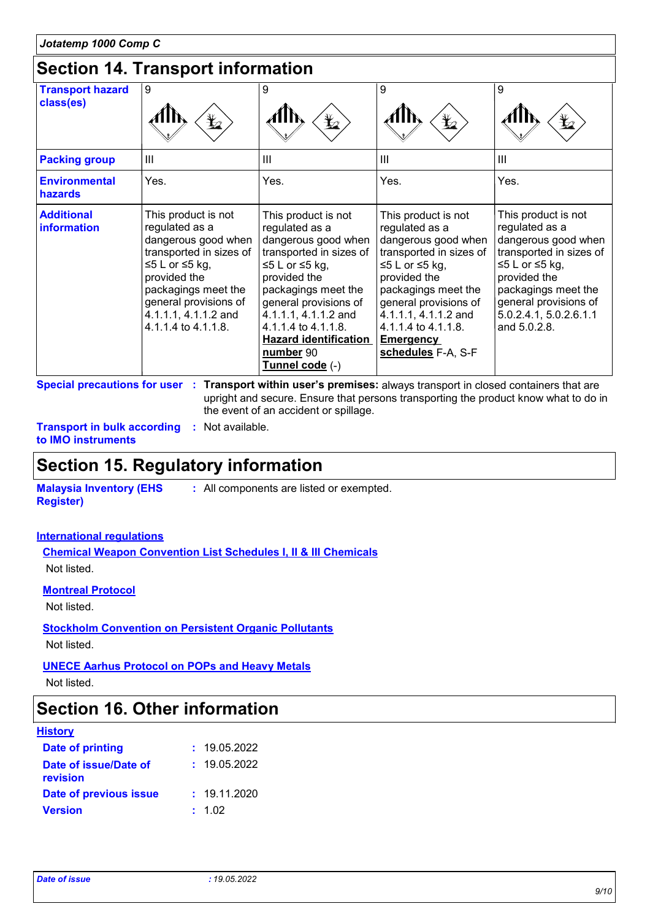## Section 14. Transport information

| Transport hazard class(es) | 9 | 9 | 9 | 9 |
|---|---|---|---|---|
| Packing group | III | III | III | III |
| Environmental hazards | Yes. | Yes. | Yes. | Yes. |
| Additional information | This product is not regulated as a dangerous good when transported in sizes of ≤5 L or ≤5 kg, provided the packagings meet the general provisions of 4.1.1.1, 4.1.1.2 and 4.1.1.4 to 4.1.1.8. | This product is not regulated as a dangerous good when transported in sizes of ≤5 L or ≤5 kg, provided the packagings meet the general provisions of 4.1.1.1, 4.1.1.2 and 4.1.1.4 to 4.1.1.8. **Hazard identification number** 90 **Tunnel code** (-) | This product is not regulated as a dangerous good when transported in sizes of ≤5 L or ≤5 kg, provided the packagings meet the general provisions of 4.1.1.1, 4.1.1.2 and 4.1.1.4 to 4.1.1.8. **Emergency schedules** F-A, S-F | This product is not regulated as a dangerous good when transported in sizes of ≤5 L or ≤5 kg, provided the packagings meet the general provisions of 5.0.2.4.1, 5.0.2.6.1.1 and 5.0.2.8. |

**Special precautions for user** : **Transport within user's premises:** always transport in closed containers that are upright and secure. Ensure that persons transporting the product know what to do in the event of an accident or spillage.

**Transport in bulk according to IMO instruments** : Not available.

## Section 15. Regulatory information

**Malaysia Inventory (EHS Register)** : All components are listed or exempted.

**International regulations**

**Chemical Weapon Convention List Schedules I, II & III Chemicals**

Not listed.

**Montreal Protocol**

Not listed.

**Stockholm Convention on Persistent Organic Pollutants**

Not listed.

**UNECE Aarhus Protocol on POPs and Heavy Metals**

Not listed.

## Section 16. Other information

**History**

**Date of printing** : 19.05.2022

**Date of issue/Date of revision** : 19.05.2022

**Date of previous issue** : 19.11.2020

**Version** : 1.02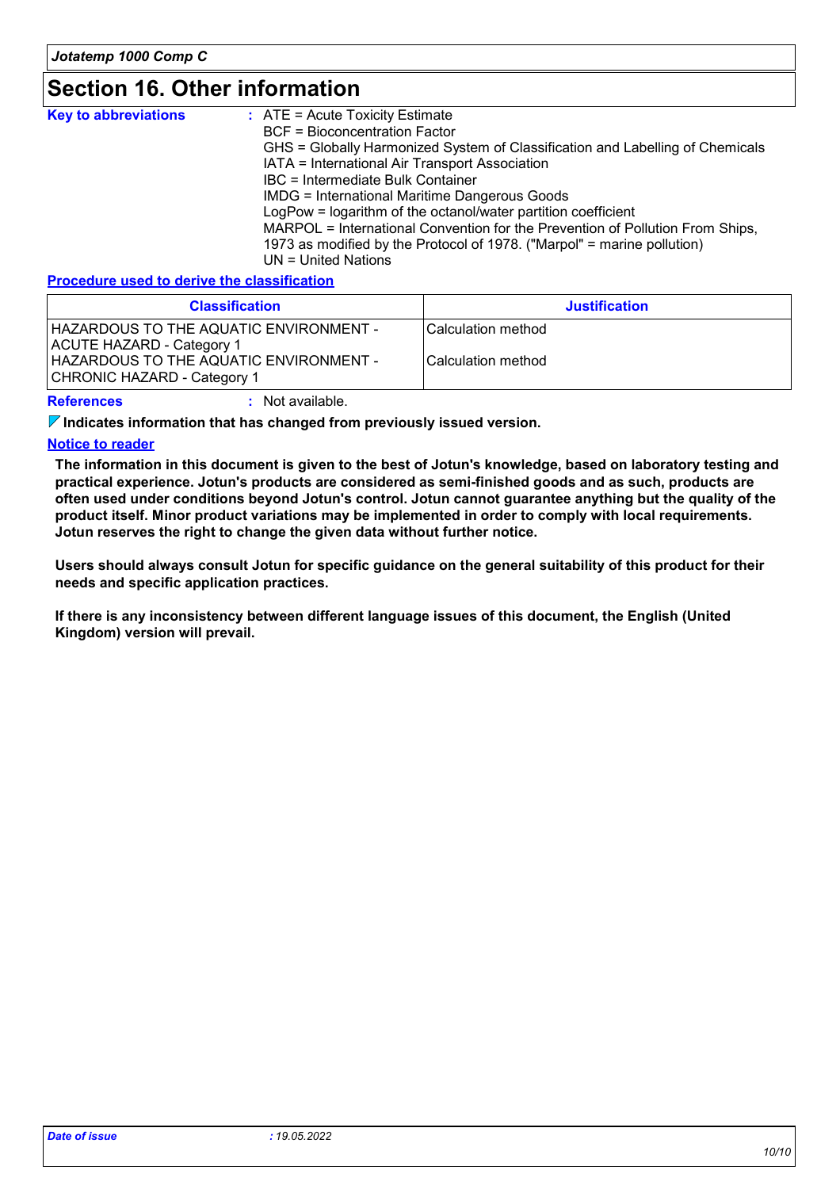## Section 16. Other information

**Key to abbreviations** : ATE = Acute Toxicity Estimate
BCF = Bioconcentration Factor
GHS = Globally Harmonized System of Classification and Labelling of Chemicals
IATA = International Air Transport Association
IBC = Intermediate Bulk Container
IMDG = International Maritime Dangerous Goods
LogPow = logarithm of the octanol/water partition coefficient
MARPOL = International Convention for the Prevention of Pollution From Ships, 1973 as modified by the Protocol of 1978. ("Marpol" = marine pollution)
UN = United Nations

**Procedure used to derive the classification**

| Classification | Justification |
|---|---|
| HAZARDOUS TO THE AQUATIC ENVIRONMENT - ACUTE HAZARD - Category 1 | Calculation method |
| HAZARDOUS TO THE AQUATIC ENVIRONMENT - CHRONIC HAZARD - Category 1 | Calculation method |

**References** : Not available.

**Indicates information that has changed from previously issued version.**

**Notice to reader**

**The information in this document is given to the best of Jotun's knowledge, based on laboratory testing and practical experience. Jotun's products are considered as semi-finished goods and as such, products are often used under conditions beyond Jotun's control. Jotun cannot guarantee anything but the quality of the product itself. Minor product variations may be implemented in order to comply with local requirements. Jotun reserves the right to change the given data without further notice.**

**Users should always consult Jotun for specific guidance on the general suitability of this product for their needs and specific application practices.**

**If there is any inconsistency between different language issues of this document, the English (United Kingdom) version will prevail.**